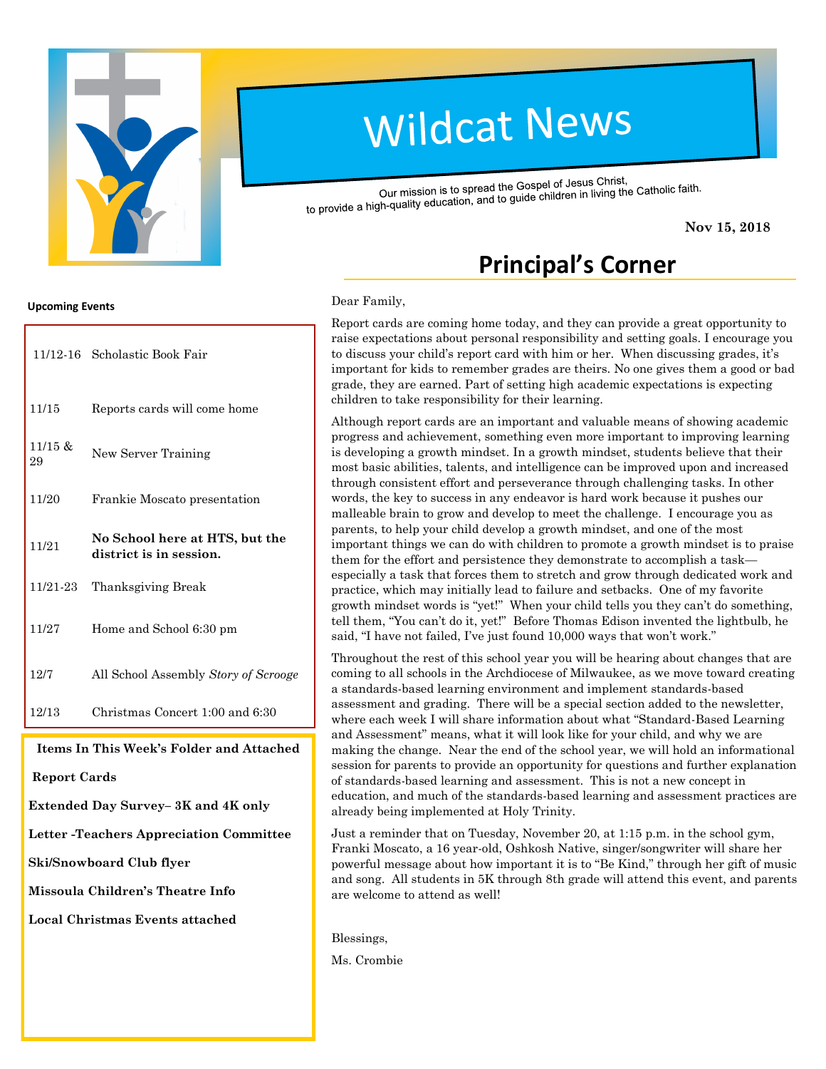# Wildcat News

Our mission is to spread the Gospel of Jesus Christ, to provide a high-quality education, and to guide children in living the Catholic faith.

**Nov 15, 2018**

## Principal's Corner

Dear Family,

Report cards are coming home today, and they can provide a great opportunity to raise expectations about personal responsibility and setting goals. I encourage you to discuss your child's report card with him or her. When discussing grades, it's important for kids to remember grades are theirs. No one gives them a good or bad grade, they are earned. Part of setting high academic expectations is expecting children to take responsibility for their learning.

Although report cards are an important and valuable means of showing academic progress and achievement, something even more important to improving learning is developing a growth mindset. In a growth mindset, students believe that their most basic abilities, talents, and intelligence can be improved upon and increased through consistent effort and perseverance through challenging tasks. In other words, the key to success in any endeavor is hard work because it pushes our malleable brain to grow and develop to meet the challenge. I encourage you as parents, to help your child develop a growth mindset, and one of the most important things we can do with children to promote a growth mindset is to praise them for the effort and persistence they demonstrate to accomplish a task—especially a task that forces them to stretch and grow through dedicated work and practice, which may initially lead to failure and setbacks. One of my favorite growth mindset words is "yet!" When your child tells you they can't do something, tell them, "You can't do it, yet!" Before Thomas Edison invented the lightbulb, he said, "I have not failed, I've just found 10,000 ways that won't work."

Throughout the rest of this school year you will be hearing about changes that are coming to all schools in the Archdiocese of Milwaukee, as we move toward creating a standards-based learning environment and implement standards-based assessment and grading. There will be a special section added to the newsletter, where each week I will share information about what "Standard-Based Learning and Assessment" means, what it will look like for your child, and why we are making the change. Near the end of the school year, we will hold an informational session for parents to provide an opportunity for questions and further explanation of standards-based learning and assessment. This is not a new concept in education, and much of the standards-based learning and assessment practices are already being implemented at Holy Trinity.

Just a reminder that on Tuesday, November 20, at 1:15 p.m. in the school gym, Franki Moscato, a 16 year-old, Oshkosh Native, singer/songwriter will share her powerful message about how important it is to "Be Kind," through her gift of music and song. All students in 5K through 8th grade will attend this event, and parents are welcome to attend as well!

Blessings,

Ms. Crombie

**Upcoming Events**

| Date | Event |
|---|---|
| 11/12-16 | Scholastic Book Fair |
| 11/15 | Reports cards will come home |
| 11/15 & 29 | New Server Training |
| 11/20 | Frankie Moscato presentation |
| 11/21 | **No School here at HTS, but the district is in session.** |
| 11/21-23 | Thanksgiving Break |
| 11/27 | Home and School 6:30 pm |
| 12/7 | All School Assembly *Story of Scrooge* |
| 12/13 | Christmas Concert 1:00 and 6:30 |

**Items In This Week's Folder and Attached**

**Report Cards**

**Extended Day Survey– 3K and 4K only**

**Letter -Teachers Appreciation Committee**

**Ski/Snowboard Club flyer**

**Missoula Children's Theatre Info**

**Local Christmas Events attached**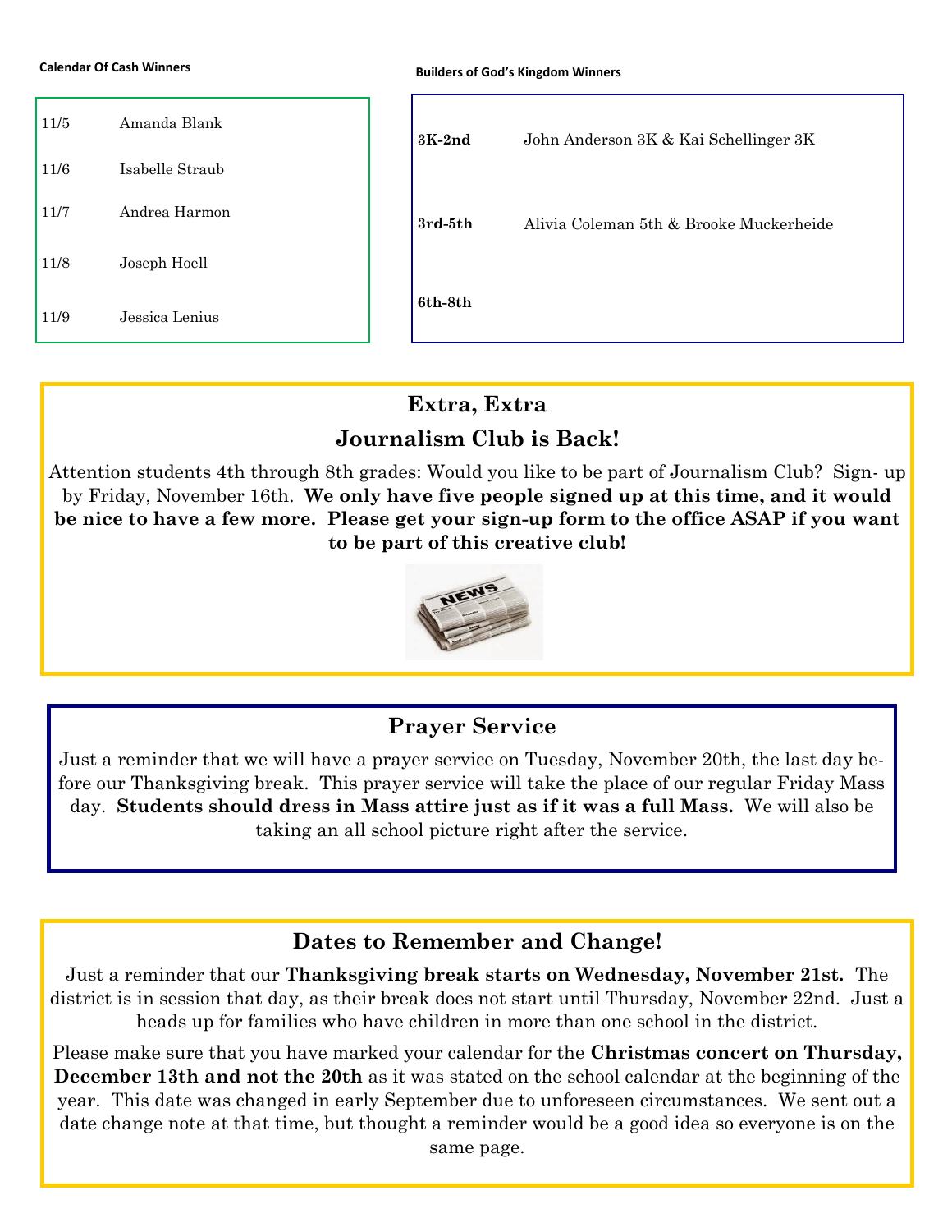**Calendar Of Cash Winners**

| | |
|---|---|
| 11/5 | Amanda Blank |
| 11/6 | Isabelle Straub |
| 11/7 | Andrea Harmon |
| 11/8 | Joseph Hoell |
| 11/9 | Jessica Lenius |

**Builders of God's Kingdom Winners**

| | |
|---|---|
| **3K-2nd** | John Anderson 3K & Kai Schellinger 3K |
| **3rd-5th** | Alivia Coleman 5th & Brooke Muckerheide |
| **6th-8th** | |

## Extra, Extra

## Journalism Club is Back!

Attention students 4th through 8th grades: Would you like to be part of Journalism Club? Sign- up by Friday, November 16th. **We only have five people signed up at this time, and it would be nice to have a few more. Please get your sign-up form to the office ASAP if you want to be part of this creative club!**

## Prayer Service

Just a reminder that we will have a prayer service on Tuesday, November 20th, the last day before our Thanksgiving break. This prayer service will take the place of our regular Friday Mass day. **Students should dress in Mass attire just as if it was a full Mass.** We will also be taking an all school picture right after the service.

## Dates to Remember and Change!

Just a reminder that our **Thanksgiving break starts on Wednesday, November 21st.** The district is in session that day, as their break does not start until Thursday, November 22nd. Just a heads up for families who have children in more than one school in the district.

Please make sure that you have marked your calendar for the **Christmas concert on Thursday, December 13th and not the 20th** as it was stated on the school calendar at the beginning of the year. This date was changed in early September due to unforeseen circumstances. We sent out a date change note at that time, but thought a reminder would be a good idea so everyone is on the same page.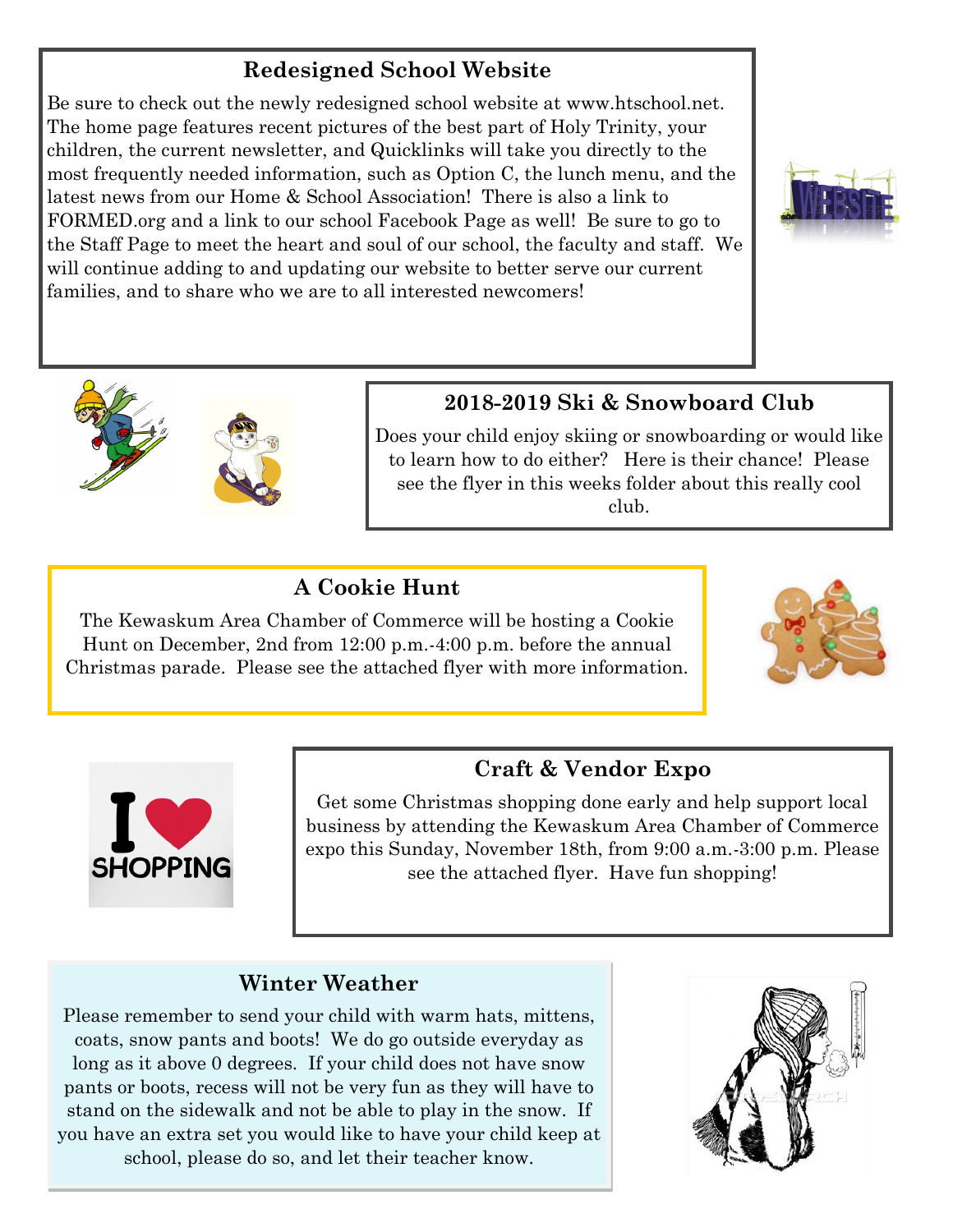## Redesigned School Website

Be sure to check out the newly redesigned school website at www.htschool.net. The home page features recent pictures of the best part of Holy Trinity, your children, the current newsletter, and Quicklinks will take you directly to the most frequently needed information, such as Option C, the lunch menu, and the latest news from our Home & School Association! There is also a link to FORMED.org and a link to our school Facebook Page as well! Be sure to go to the Staff Page to meet the heart and soul of our school, the faculty and staff. We will continue adding to and updating our website to better serve our current families, and to share who we are to all interested newcomers!

## 2018-2019 Ski & Snowboard Club

Does your child enjoy skiing or snowboarding or would like to learn how to do either? Here is their chance! Please see the flyer in this weeks folder about this really cool club.

## A Cookie Hunt

The Kewaskum Area Chamber of Commerce will be hosting a Cookie Hunt on December, 2nd from 12:00 p.m.-4:00 p.m. before the annual Christmas parade. Please see the attached flyer with more information.

## Craft & Vendor Expo

Get some Christmas shopping done early and help support local business by attending the Kewaskum Area Chamber of Commerce expo this Sunday, November 18th, from 9:00 a.m.-3:00 p.m. Please see the attached flyer. Have fun shopping!

## Winter Weather

Please remember to send your child with warm hats, mittens, coats, snow pants and boots! We do go outside everyday as long as it above 0 degrees. If your child does not have snow pants or boots, recess will not be very fun as they will have to stand on the sidewalk and not be able to play in the snow. If you have an extra set you would like to have your child keep at school, please do so, and let their teacher know.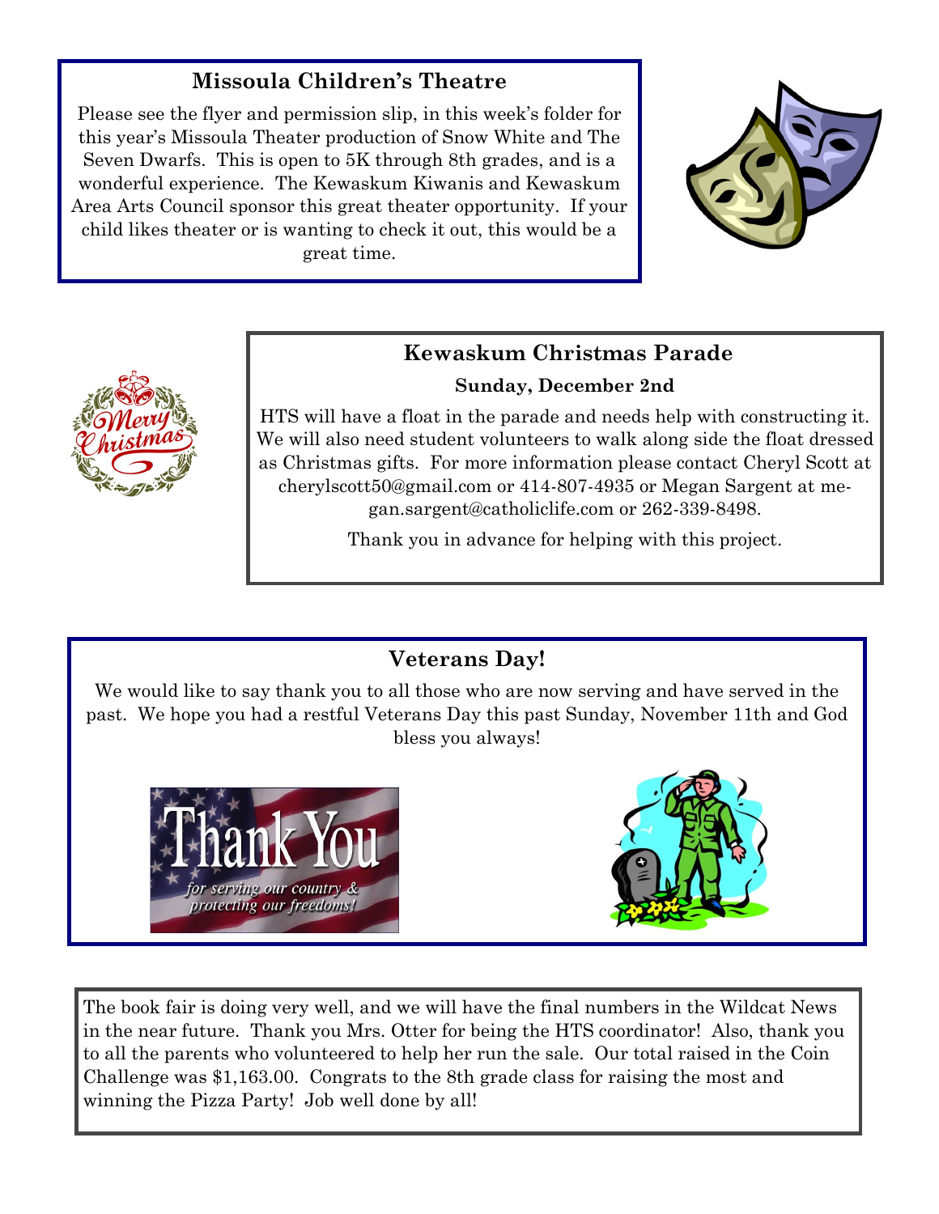## Missoula Children's Theatre

Please see the flyer and permission slip, in this week's folder for this year's Missoula Theater production of Snow White and The Seven Dwarfs. This is open to 5K through 8th grades, and is a wonderful experience. The Kewaskum Kiwanis and Kewaskum Area Arts Council sponsor this great theater opportunity. If your child likes theater or is wanting to check it out, this would be a great time.

## Kewaskum Christmas Parade

**Sunday, December 2nd**

HTS will have a float in the parade and needs help with constructing it. We will also need student volunteers to walk along side the float dressed as Christmas gifts. For more information please contact Cheryl Scott at cherylscott50@gmail.com or 414-807-4935 or Megan Sargent at megan.sargent@catholiclife.com or 262-339-8498.

Thank you in advance for helping with this project.

## Veterans Day!

We would like to say thank you to all those who are now serving and have served in the past. We hope you had a restful Veterans Day this past Sunday, November 11th and God bless you always!

The book fair is doing very well, and we will have the final numbers in the Wildcat News in the near future. Thank you Mrs. Otter for being the HTS coordinator! Also, thank you to all the parents who volunteered to help her run the sale. Our total raised in the Coin Challenge was $1,163.00. Congrats to the 8th grade class for raising the most and winning the Pizza Party! Job well done by all!